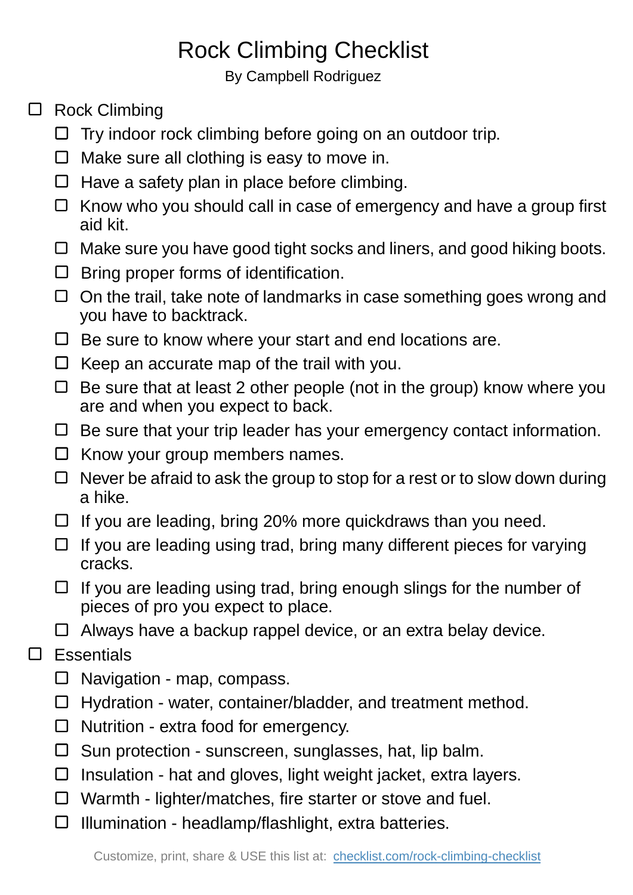# Rock Climbing Checklist

By Campbell Rodriguez

- [ ] Rock Climbing
  - [ ] Try indoor rock climbing before going on an outdoor trip.
  - [ ] Make sure all clothing is easy to move in.
  - [ ] Have a safety plan in place before climbing.
  - [ ] Know who you should call in case of emergency and have a group first aid kit.
  - [ ] Make sure you have good tight socks and liners, and good hiking boots.
  - [ ] Bring proper forms of identification.
  - [ ] On the trail, take note of landmarks in case something goes wrong and you have to backtrack.
  - [ ] Be sure to know where your start and end locations are.
  - [ ] Keep an accurate map of the trail with you.
  - [ ] Be sure that at least 2 other people (not in the group) know where you are and when you expect to back.
  - [ ] Be sure that your trip leader has your emergency contact information.
  - [ ] Know your group members names.
  - [ ] Never be afraid to ask the group to stop for a rest or to slow down during a hike.
  - [ ] If you are leading, bring 20% more quickdraws than you need.
  - [ ] If you are leading using trad, bring many different pieces for varying cracks.
  - [ ] If you are leading using trad, bring enough slings for the number of pieces of pro you expect to place.
  - [ ] Always have a backup rappel device, or an extra belay device.
- [ ] Essentials
  - [ ] Navigation - map, compass.
  - [ ] Hydration - water, container/bladder, and treatment method.
  - [ ] Nutrition - extra food for emergency.
  - [ ] Sun protection - sunscreen, sunglasses, hat, lip balm.
  - [ ] Insulation - hat and gloves, light weight jacket, extra layers.
  - [ ] Warmth - lighter/matches, fire starter or stove and fuel.
  - [ ] Illumination - headlamp/flashlight, extra batteries.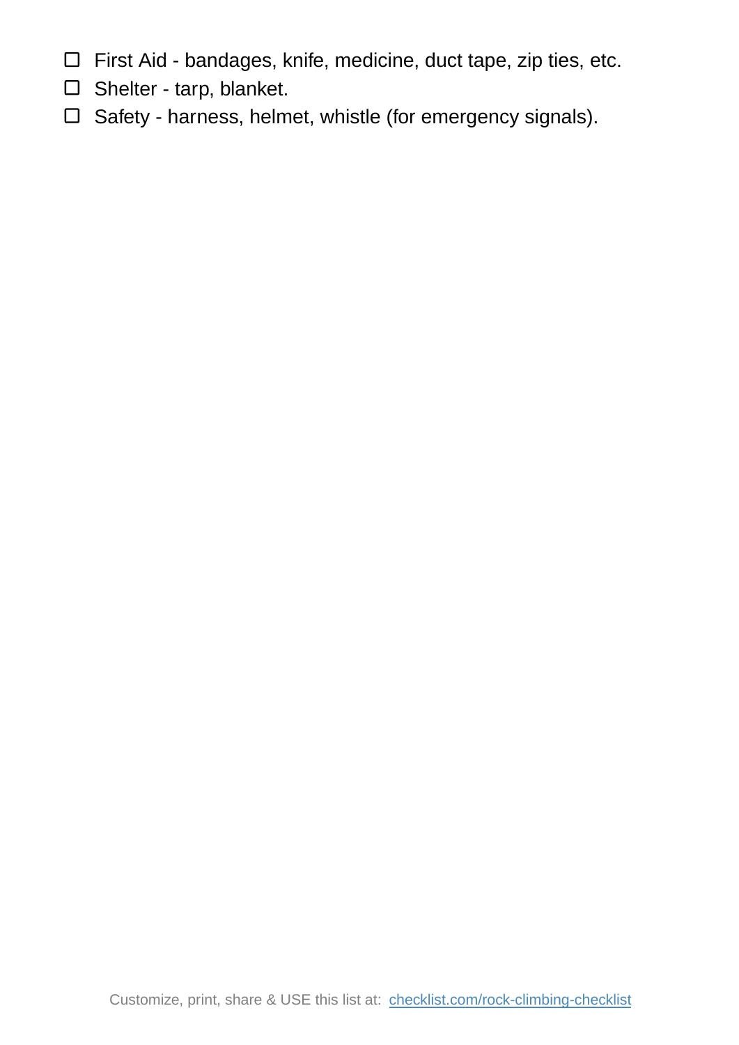- [ ] First Aid - bandages, knife, medicine, duct tape, zip ties, etc.
- [ ] Shelter - tarp, blanket.
- [ ] Safety - harness, helmet, whistle (for emergency signals).